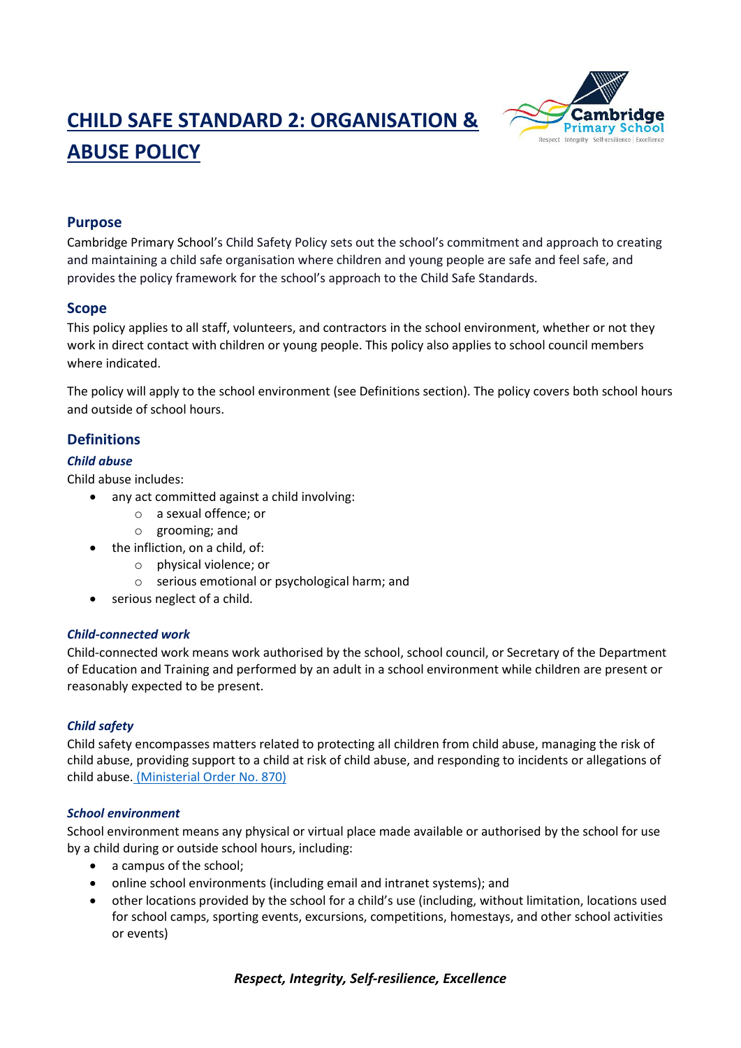# CHILD SAFE STANDARD 2: ORGANISATION & ABUSE POLICY

## Purpose

Cambridge Primary School's Child Safety Policy sets out the school's commitment and approach to creating and maintaining a child safe organisation where children and young people are safe and feel safe, and provides the policy framework for the school's approach to the Child Safe Standards.

## Scope

This policy applies to all staff, volunteers, and contractors in the school environment, whether or not they work in direct contact with children or young people. This policy also applies to school council members where indicated.

The policy will apply to the school environment (see Definitions section). The policy covers both school hours and outside of school hours.

## Definitions

### *Child abuse*

Child abuse includes:

- any act committed against a child involving:
  - a sexual offence; or
  - grooming; and
- the infliction, on a child, of:
  - physical violence; or
  - serious emotional or psychological harm; and
- serious neglect of a child.

### *Child-connected work*

Child-connected work means work authorised by the school, school council, or Secretary of the Department of Education and Training and performed by an adult in a school environment while children are present or reasonably expected to be present.

### *Child safety*

Child safety encompasses matters related to protecting all children from child abuse, managing the risk of child abuse, providing support to a child at risk of child abuse, and responding to incidents or allegations of child abuse. (Ministerial Order No. 870)

### *School environment*

School environment means any physical or virtual place made available or authorised by the school for use by a child during or outside school hours, including:

- a campus of the school;
- online school environments (including email and intranet systems); and
- other locations provided by the school for a child's use (including, without limitation, locations used for school camps, sporting events, excursions, competitions, homestays, and other school activities or events)

*Respect, Integrity, Self-resilience, Excellence*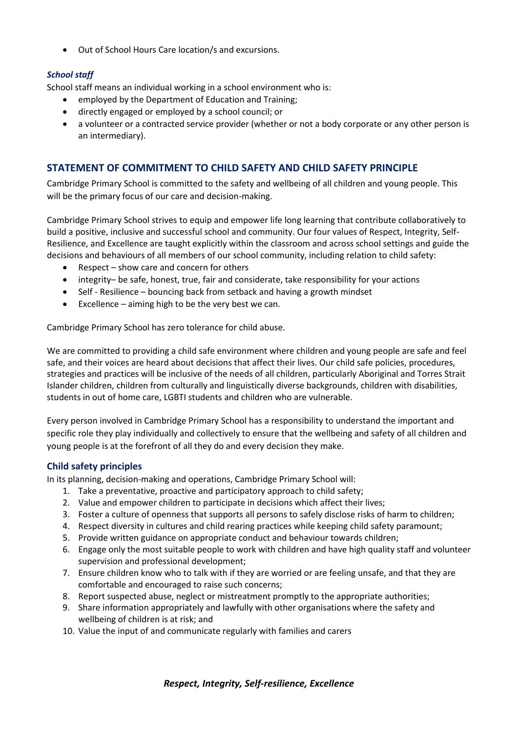- Out of School Hours Care location/s and excursions.

### *School staff*

School staff means an individual working in a school environment who is:

- employed by the Department of Education and Training;
- directly engaged or employed by a school council; or
- a volunteer or a contracted service provider (whether or not a body corporate or any other person is an intermediary).

## STATEMENT OF COMMITMENT TO CHILD SAFETY AND CHILD SAFETY PRINCIPLE

Cambridge Primary School is committed to the safety and wellbeing of all children and young people. This will be the primary focus of our care and decision-making.

Cambridge Primary School strives to equip and empower life long learning that contribute collaboratively to build a positive, inclusive and successful school and community. Our four values of Respect, Integrity, Self-Resilience, and Excellence are taught explicitly within the classroom and across school settings and guide the decisions and behaviours of all members of our school community, including relation to child safety:

- Respect – show care and concern for others
- integrity– be safe, honest, true, fair and considerate, take responsibility for your actions
- Self - Resilience – bouncing back from setback and having a growth mindset
- Excellence – aiming high to be the very best we can.

Cambridge Primary School has zero tolerance for child abuse.

We are committed to providing a child safe environment where children and young people are safe and feel safe, and their voices are heard about decisions that affect their lives. Our child safe policies, procedures, strategies and practices will be inclusive of the needs of all children, particularly Aboriginal and Torres Strait Islander children, children from culturally and linguistically diverse backgrounds, children with disabilities, students in out of home care, LGBTI students and children who are vulnerable.

Every person involved in Cambridge Primary School has a responsibility to understand the important and specific role they play individually and collectively to ensure that the wellbeing and safety of all children and young people is at the forefront of all they do and every decision they make.

### Child safety principles

In its planning, decision-making and operations, Cambridge Primary School will:

1. Take a preventative, proactive and participatory approach to child safety;
2. Value and empower children to participate in decisions which affect their lives;
3. Foster a culture of openness that supports all persons to safely disclose risks of harm to children;
4. Respect diversity in cultures and child rearing practices while keeping child safety paramount;
5. Provide written guidance on appropriate conduct and behaviour towards children;
6. Engage only the most suitable people to work with children and have high quality staff and volunteer supervision and professional development;
7. Ensure children know who to talk with if they are worried or are feeling unsafe, and that they are comfortable and encouraged to raise such concerns;
8. Report suspected abuse, neglect or mistreatment promptly to the appropriate authorities;
9. Share information appropriately and lawfully with other organisations where the safety and wellbeing of children is at risk; and
10. Value the input of and communicate regularly with families and carers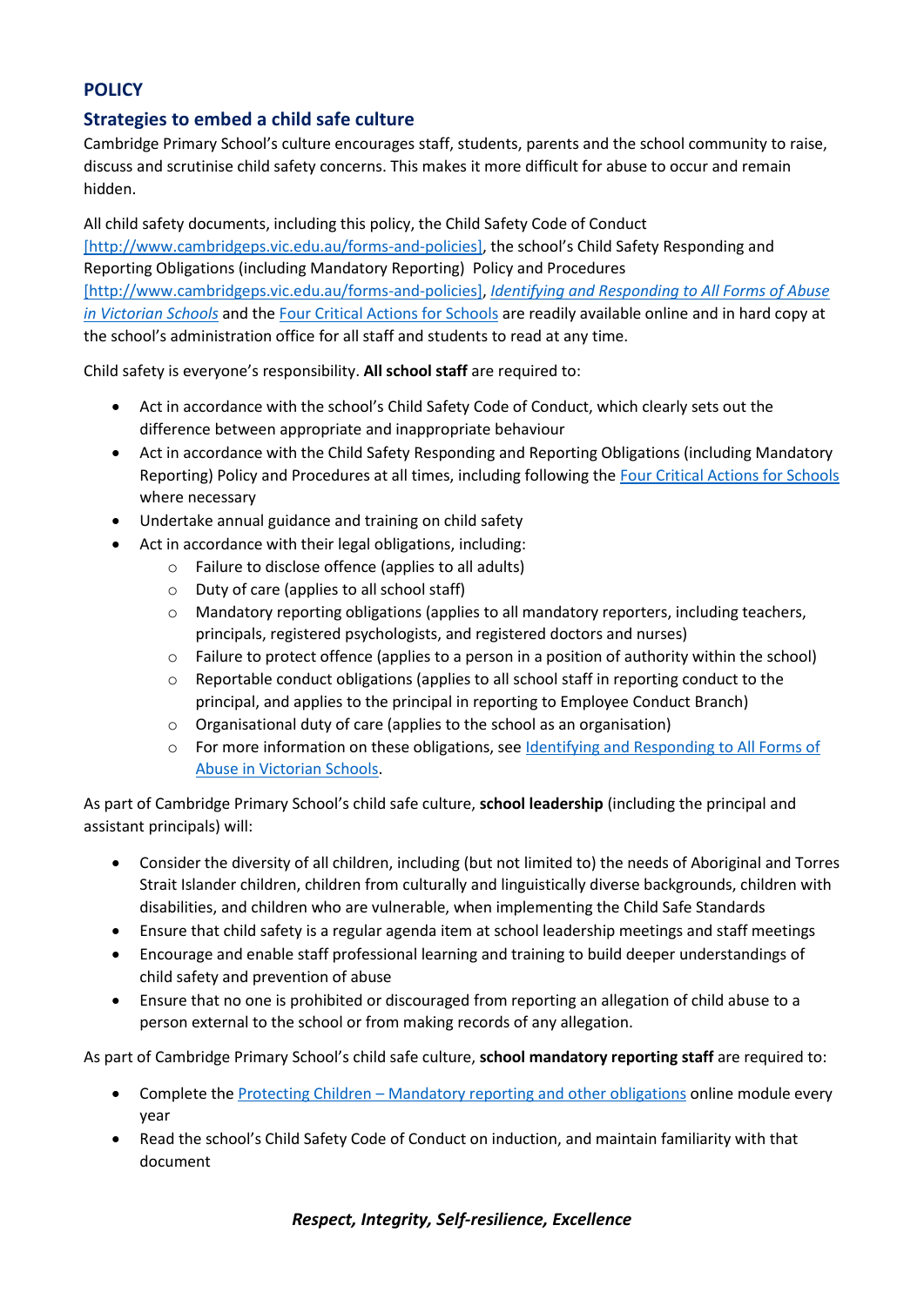## POLICY

### Strategies to embed a child safe culture

Cambridge Primary School's culture encourages staff, students, parents and the school community to raise, discuss and scrutinise child safety concerns. This makes it more difficult for abuse to occur and remain hidden.

All child safety documents, including this policy, the Child Safety Code of Conduct [http://www.cambridgeps.vic.edu.au/forms-and-policies], the school's Child Safety Responding and Reporting Obligations (including Mandatory Reporting) Policy and Procedures [http://www.cambridgeps.vic.edu.au/forms-and-policies], *Identifying and Responding to All Forms of Abuse in Victorian Schools* and the Four Critical Actions for Schools are readily available online and in hard copy at the school's administration office for all staff and students to read at any time.

Child safety is everyone's responsibility. **All school staff** are required to:

- Act in accordance with the school's Child Safety Code of Conduct, which clearly sets out the difference between appropriate and inappropriate behaviour
- Act in accordance with the Child Safety Responding and Reporting Obligations (including Mandatory Reporting) Policy and Procedures at all times, including following the Four Critical Actions for Schools where necessary
- Undertake annual guidance and training on child safety
- Act in accordance with their legal obligations, including:
  - Failure to disclose offence (applies to all adults)
  - Duty of care (applies to all school staff)
  - Mandatory reporting obligations (applies to all mandatory reporters, including teachers, principals, registered psychologists, and registered doctors and nurses)
  - Failure to protect offence (applies to a person in a position of authority within the school)
  - Reportable conduct obligations (applies to all school staff in reporting conduct to the principal, and applies to the principal in reporting to Employee Conduct Branch)
  - Organisational duty of care (applies to the school as an organisation)
  - For more information on these obligations, see Identifying and Responding to All Forms of Abuse in Victorian Schools.

As part of Cambridge Primary School's child safe culture, **school leadership** (including the principal and assistant principals) will:

- Consider the diversity of all children, including (but not limited to) the needs of Aboriginal and Torres Strait Islander children, children from culturally and linguistically diverse backgrounds, children with disabilities, and children who are vulnerable, when implementing the Child Safe Standards
- Ensure that child safety is a regular agenda item at school leadership meetings and staff meetings
- Encourage and enable staff professional learning and training to build deeper understandings of child safety and prevention of abuse
- Ensure that no one is prohibited or discouraged from reporting an allegation of child abuse to a person external to the school or from making records of any allegation.

As part of Cambridge Primary School's child safe culture, **school mandatory reporting staff** are required to:

- Complete the Protecting Children – Mandatory reporting and other obligations online module every year
- Read the school's Child Safety Code of Conduct on induction, and maintain familiarity with that document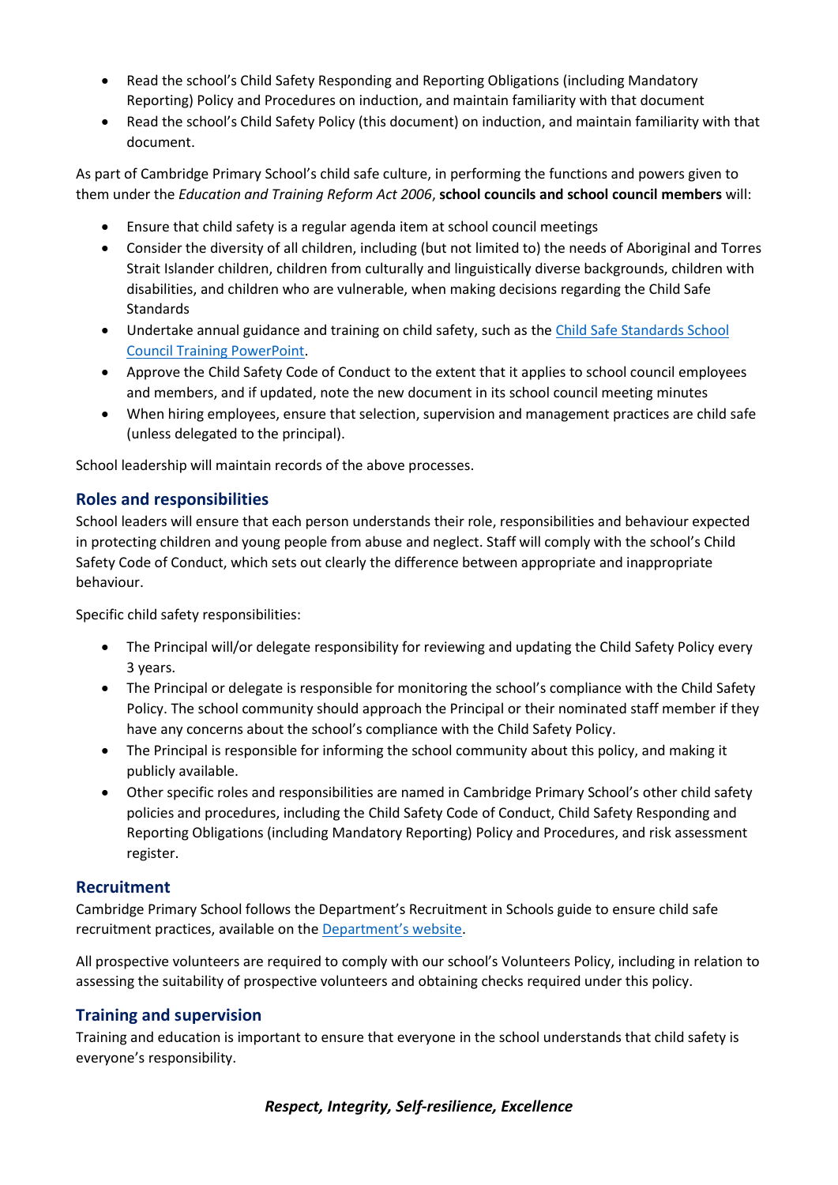- Read the school's Child Safety Responding and Reporting Obligations (including Mandatory Reporting) Policy and Procedures on induction, and maintain familiarity with that document
- Read the school's Child Safety Policy (this document) on induction, and maintain familiarity with that document.

As part of Cambridge Primary School's child safe culture, in performing the functions and powers given to them under the *Education and Training Reform Act 2006*, **school councils and school council members** will:

- Ensure that child safety is a regular agenda item at school council meetings
- Consider the diversity of all children, including (but not limited to) the needs of Aboriginal and Torres Strait Islander children, children from culturally and linguistically diverse backgrounds, children with disabilities, and children who are vulnerable, when making decisions regarding the Child Safe Standards
- Undertake annual guidance and training on child safety, such as the Child Safe Standards School Council Training PowerPoint.
- Approve the Child Safety Code of Conduct to the extent that it applies to school council employees and members, and if updated, note the new document in its school council meeting minutes
- When hiring employees, ensure that selection, supervision and management practices are child safe (unless delegated to the principal).

School leadership will maintain records of the above processes.

## Roles and responsibilities

School leaders will ensure that each person understands their role, responsibilities and behaviour expected in protecting children and young people from abuse and neglect. Staff will comply with the school's Child Safety Code of Conduct, which sets out clearly the difference between appropriate and inappropriate behaviour.

Specific child safety responsibilities:

- The Principal will/or delegate responsibility for reviewing and updating the Child Safety Policy every 3 years.
- The Principal or delegate is responsible for monitoring the school's compliance with the Child Safety Policy. The school community should approach the Principal or their nominated staff member if they have any concerns about the school's compliance with the Child Safety Policy.
- The Principal is responsible for informing the school community about this policy, and making it publicly available.
- Other specific roles and responsibilities are named in Cambridge Primary School's other child safety policies and procedures, including the Child Safety Code of Conduct, Child Safety Responding and Reporting Obligations (including Mandatory Reporting) Policy and Procedures, and risk assessment register.

## Recruitment

Cambridge Primary School follows the Department's Recruitment in Schools guide to ensure child safe recruitment practices, available on the Department's website.

All prospective volunteers are required to comply with our school's Volunteers Policy, including in relation to assessing the suitability of prospective volunteers and obtaining checks required under this policy.

## Training and supervision

Training and education is important to ensure that everyone in the school understands that child safety is everyone's responsibility.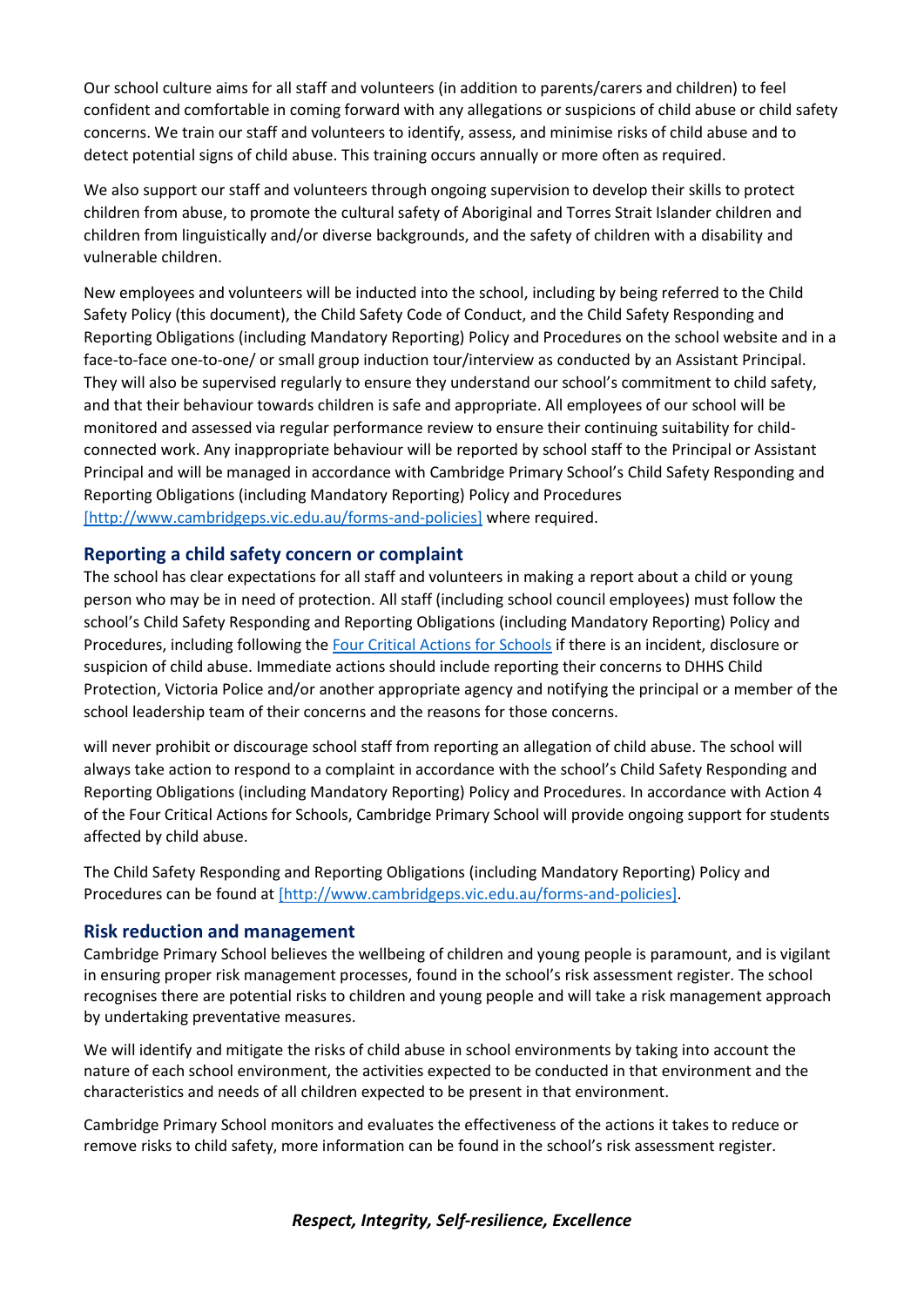Our school culture aims for all staff and volunteers (in addition to parents/carers and children) to feel confident and comfortable in coming forward with any allegations or suspicions of child abuse or child safety concerns. We train our staff and volunteers to identify, assess, and minimise risks of child abuse and to detect potential signs of child abuse. This training occurs annually or more often as required.

We also support our staff and volunteers through ongoing supervision to develop their skills to protect children from abuse, to promote the cultural safety of Aboriginal and Torres Strait Islander children and children from linguistically and/or diverse backgrounds, and the safety of children with a disability and vulnerable children.

New employees and volunteers will be inducted into the school, including by being referred to the Child Safety Policy (this document), the Child Safety Code of Conduct, and the Child Safety Responding and Reporting Obligations (including Mandatory Reporting) Policy and Procedures on the school website and in a face-to-face one-to-one/ or small group induction tour/interview as conducted by an Assistant Principal. They will also be supervised regularly to ensure they understand our school's commitment to child safety, and that their behaviour towards children is safe and appropriate. All employees of our school will be monitored and assessed via regular performance review to ensure their continuing suitability for child-connected work. Any inappropriate behaviour will be reported by school staff to the Principal or Assistant Principal and will be managed in accordance with Cambridge Primary School's Child Safety Responding and Reporting Obligations (including Mandatory Reporting) Policy and Procedures [http://www.cambridgeps.vic.edu.au/forms-and-policies] where required.

## Reporting a child safety concern or complaint

The school has clear expectations for all staff and volunteers in making a report about a child or young person who may be in need of protection. All staff (including school council employees) must follow the school's Child Safety Responding and Reporting Obligations (including Mandatory Reporting) Policy and Procedures, including following the Four Critical Actions for Schools if there is an incident, disclosure or suspicion of child abuse. Immediate actions should include reporting their concerns to DHHS Child Protection, Victoria Police and/or another appropriate agency and notifying the principal or a member of the school leadership team of their concerns and the reasons for those concerns.

will never prohibit or discourage school staff from reporting an allegation of child abuse. The school will always take action to respond to a complaint in accordance with the school's Child Safety Responding and Reporting Obligations (including Mandatory Reporting) Policy and Procedures. In accordance with Action 4 of the Four Critical Actions for Schools, Cambridge Primary School will provide ongoing support for students affected by child abuse.

The Child Safety Responding and Reporting Obligations (including Mandatory Reporting) Policy and Procedures can be found at [http://www.cambridgeps.vic.edu.au/forms-and-policies].

## Risk reduction and management

Cambridge Primary School believes the wellbeing of children and young people is paramount, and is vigilant in ensuring proper risk management processes, found in the school's risk assessment register. The school recognises there are potential risks to children and young people and will take a risk management approach by undertaking preventative measures.

We will identify and mitigate the risks of child abuse in school environments by taking into account the nature of each school environment, the activities expected to be conducted in that environment and the characteristics and needs of all children expected to be present in that environment.

Cambridge Primary School monitors and evaluates the effectiveness of the actions it takes to reduce or remove risks to child safety, more information can be found in the school's risk assessment register.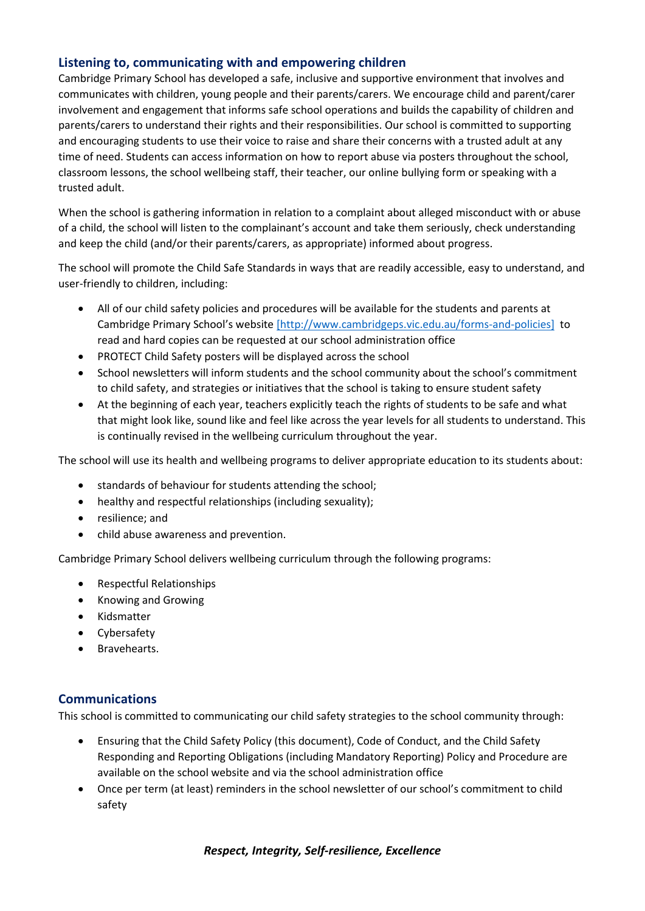## Listening to, communicating with and empowering children

Cambridge Primary School has developed a safe, inclusive and supportive environment that involves and communicates with children, young people and their parents/carers. We encourage child and parent/carer involvement and engagement that informs safe school operations and builds the capability of children and parents/carers to understand their rights and their responsibilities. Our school is committed to supporting and encouraging students to use their voice to raise and share their concerns with a trusted adult at any time of need. Students can access information on how to report abuse via posters throughout the school, classroom lessons, the school wellbeing staff, their teacher, our online bullying form or speaking with a trusted adult.

When the school is gathering information in relation to a complaint about alleged misconduct with or abuse of a child, the school will listen to the complainant's account and take them seriously, check understanding and keep the child (and/or their parents/carers, as appropriate) informed about progress.

The school will promote the Child Safe Standards in ways that are readily accessible, easy to understand, and user-friendly to children, including:

- All of our child safety policies and procedures will be available for the students and parents at Cambridge Primary School's website [http://www.cambridgeps.vic.edu.au/forms-and-policies] to read and hard copies can be requested at our school administration office
- PROTECT Child Safety posters will be displayed across the school
- School newsletters will inform students and the school community about the school's commitment to child safety, and strategies or initiatives that the school is taking to ensure student safety
- At the beginning of each year, teachers explicitly teach the rights of students to be safe and what that might look like, sound like and feel like across the year levels for all students to understand. This is continually revised in the wellbeing curriculum throughout the year.

The school will use its health and wellbeing programs to deliver appropriate education to its students about:

- standards of behaviour for students attending the school;
- healthy and respectful relationships (including sexuality);
- resilience; and
- child abuse awareness and prevention.

Cambridge Primary School delivers wellbeing curriculum through the following programs:

- Respectful Relationships
- Knowing and Growing
- Kidsmatter
- Cybersafety
- Bravehearts.

## Communications

This school is committed to communicating our child safety strategies to the school community through:

- Ensuring that the Child Safety Policy (this document), Code of Conduct, and the Child Safety Responding and Reporting Obligations (including Mandatory Reporting) Policy and Procedure are available on the school website and via the school administration office
- Once per term (at least) reminders in the school newsletter of our school's commitment to child safety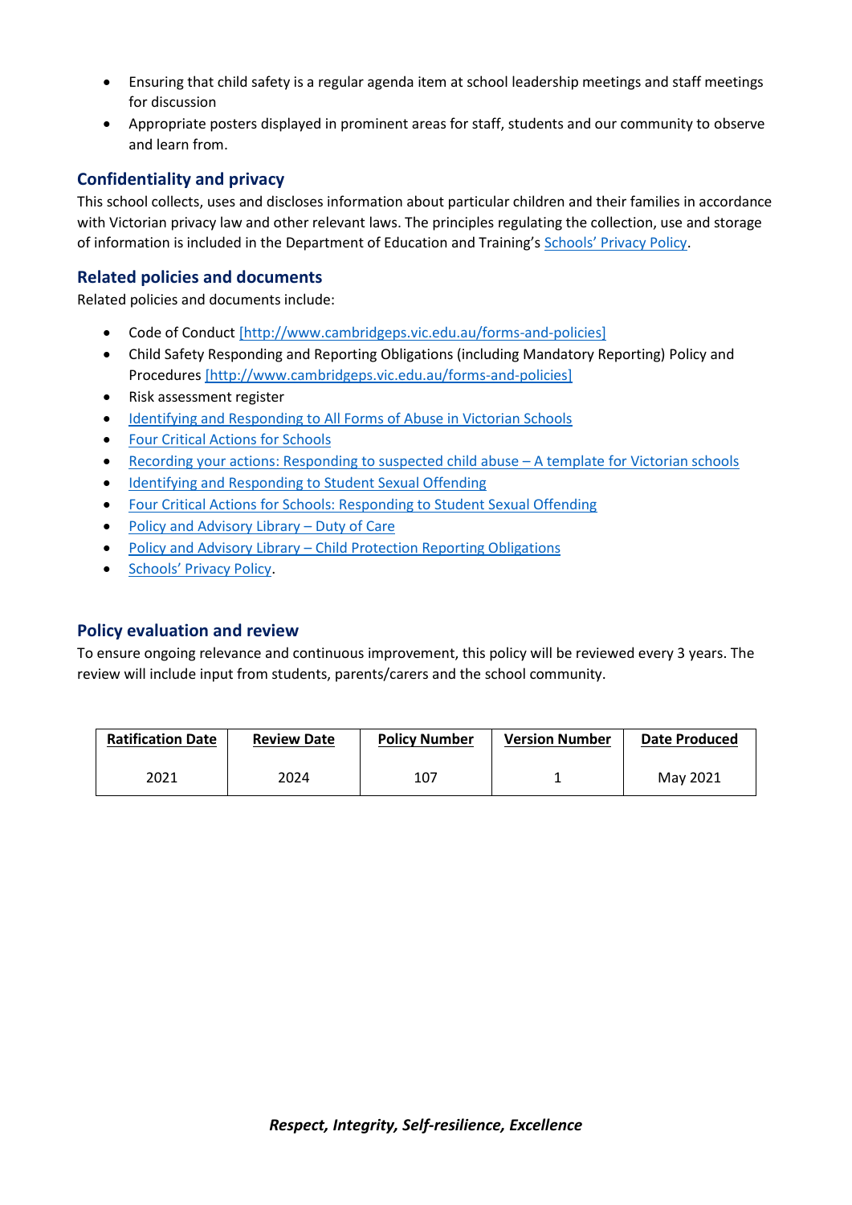- Ensuring that child safety is a regular agenda item at school leadership meetings and staff meetings for discussion
- Appropriate posters displayed in prominent areas for staff, students and our community to observe and learn from.

## Confidentiality and privacy

This school collects, uses and discloses information about particular children and their families in accordance with Victorian privacy law and other relevant laws. The principles regulating the collection, use and storage of information is included in the Department of Education and Training's Schools' Privacy Policy.

## Related policies and documents

Related policies and documents include:

- Code of Conduct [http://www.cambridgeps.vic.edu.au/forms-and-policies]
- Child Safety Responding and Reporting Obligations (including Mandatory Reporting) Policy and Procedures [http://www.cambridgeps.vic.edu.au/forms-and-policies]
- Risk assessment register
- Identifying and Responding to All Forms of Abuse in Victorian Schools
- Four Critical Actions for Schools
- Recording your actions: Responding to suspected child abuse – A template for Victorian schools
- Identifying and Responding to Student Sexual Offending
- Four Critical Actions for Schools: Responding to Student Sexual Offending
- Policy and Advisory Library – Duty of Care
- Policy and Advisory Library – Child Protection Reporting Obligations
- Schools' Privacy Policy.

## Policy evaluation and review

To ensure ongoing relevance and continuous improvement, this policy will be reviewed every 3 years. The review will include input from students, parents/carers and the school community.

| Ratification Date | Review Date | Policy Number | Version Number | Date Produced |
|---|---|---|---|---|
| 2021 | 2024 | 107 | 1 | May 2021 |